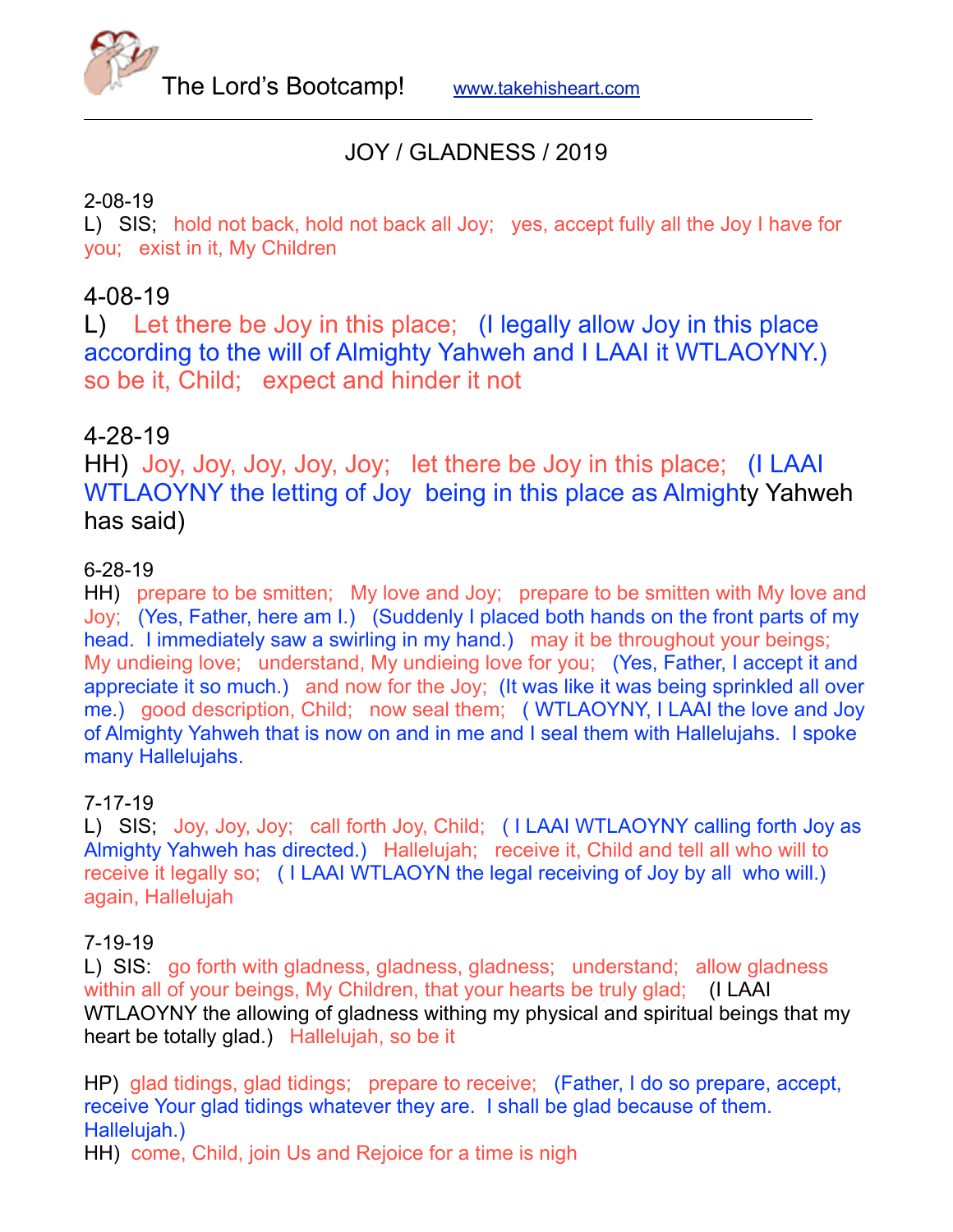The Lord's Bootcamp! www.takehisheart.com

---

JOY / GLADNESS / 2019

2-08-19
L) SIS; hold not back, hold not back all Joy; yes, accept fully all the Joy I have for you; exist in it, My Children

4-08-19
L) Let there be Joy in this place; (I legally allow Joy in this place according to the will of Almighty Yahweh and I LAAI it WTLAOYNY.) so be it, Child; expect and hinder it not

4-28-19
HH) Joy, Joy, Joy, Joy, Joy; let there be Joy in this place; (I LAAI WTLAOYNY the letting of Joy being in this place as Almighty Yahweh has said)

6-28-19
HH) prepare to be smitten; My love and Joy; prepare to be smitten with My love and Joy; (Yes, Father, here am I.) (Suddenly I placed both hands on the front parts of my head. I immediately saw a swirling in my hand.) may it be throughout your beings; My undieing love; understand, My undieing love for you; (Yes, Father, I accept it and appreciate it so much.) and now for the Joy; (It was like it was being sprinkled all over me.) good description, Child; now seal them; ( WTLAOYNY, I LAAI the love and Joy of Almighty Yahweh that is now on and in me and I seal them with Hallelujahs. I spoke many Hallelujahs.

7-17-19
L) SIS; Joy, Joy, Joy; call forth Joy, Child; ( I LAAI WTLAOYNY calling forth Joy as Almighty Yahweh has directed.) Hallelujah; receive it, Child and tell all who will to receive it legally so; ( I LAAI WTLAOYN the legal receiving of Joy by all who will.) again, Hallelujah

7-19-19
L) SIS: go forth with gladness, gladness, gladness; understand; allow gladness within all of your beings, My Children, that your hearts be truly glad; (I LAAI WTLAOYNY the allowing of gladness withing my physical and spiritual beings that my heart be totally glad.) Hallelujah, so be it

HP) glad tidings, glad tidings; prepare to receive; (Father, I do so prepare, accept, receive Your glad tidings whatever they are. I shall be glad because of them. Hallelujah.)
HH) come, Child, join Us and Rejoice for a time is nigh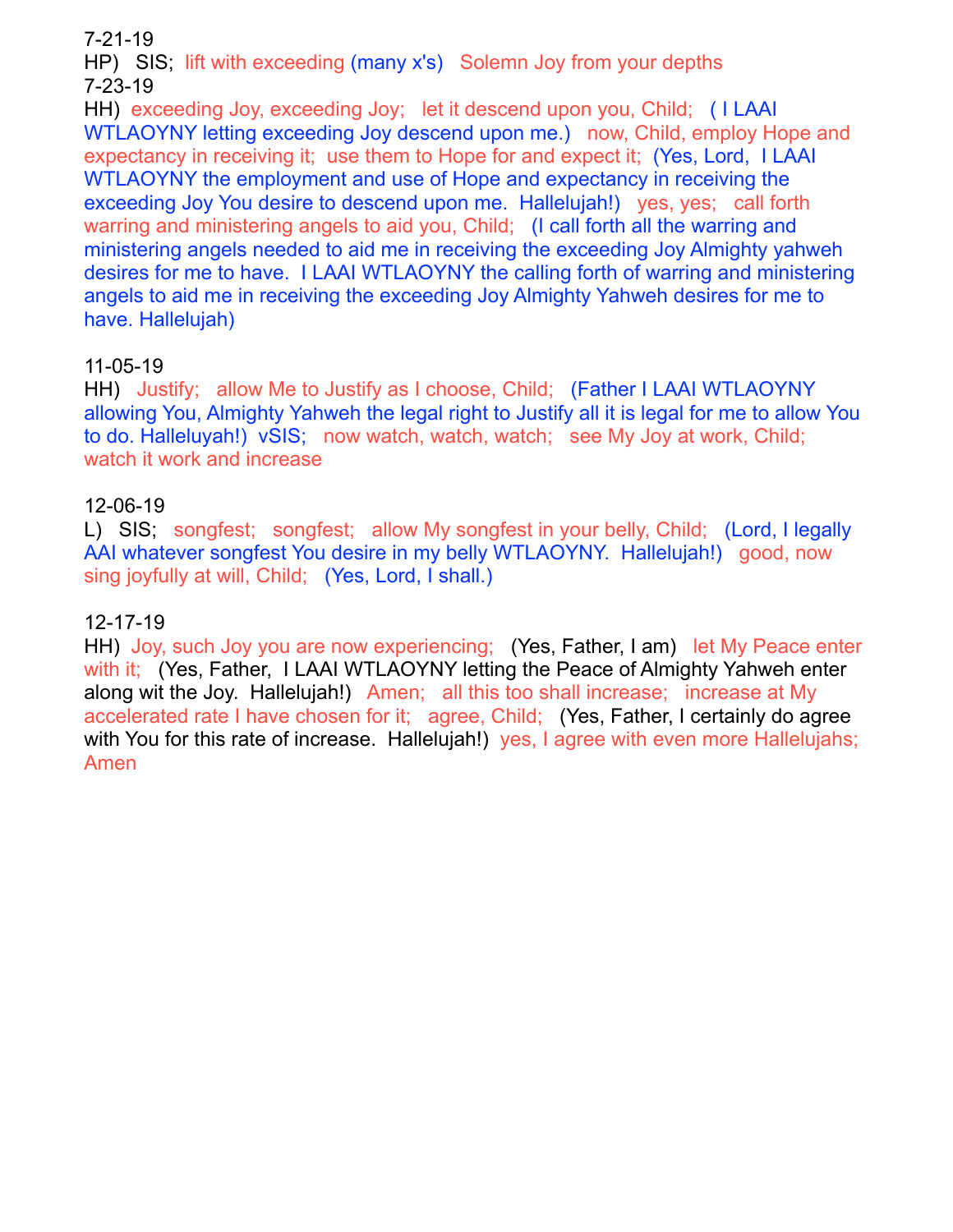7-21-19
HP) SIS; lift with exceeding (many x's) Solemn Joy from your depths
7-23-19
HH) exceeding Joy, exceeding Joy; let it descend upon you, Child; ( I LAAI WTLAOYNY letting exceeding Joy descend upon me.) now, Child, employ Hope and expectancy in receiving it; use them to Hope for and expect it; (Yes, Lord, I LAAI WTLAOYNY the employment and use of Hope and expectancy in receiving the exceeding Joy You desire to descend upon me. Hallelujah!) yes, yes; call forth warring and ministering angels to aid you, Child; (I call forth all the warring and ministering angels needed to aid me in receiving the exceeding Joy Almighty yahweh desires for me to have. I LAAI WTLAOYNY the calling forth of warring and ministering angels to aid me in receiving the exceeding Joy Almighty Yahweh desires for me to have. Hallelujah)

11-05-19
HH) Justify; allow Me to Justify as I choose, Child; (Father I LAAI WTLAOYNY allowing You, Almighty Yahweh the legal right to Justify all it is legal for me to allow You to do. Halleluyah!) vSIS; now watch, watch, watch; see My Joy at work, Child; watch it work and increase

12-06-19
L) SIS; songfest; songfest; allow My songfest in your belly, Child; (Lord, I legally AAI whatever songfest You desire in my belly WTLAOYNY. Hallelujah!) good, now sing joyfully at will, Child; (Yes, Lord, I shall.)

12-17-19
HH) Joy, such Joy you are now experiencing; (Yes, Father, I am) let My Peace enter with it; (Yes, Father, I LAAI WTLAOYNY letting the Peace of Almighty Yahweh enter along wit the Joy. Hallelujah!) Amen; all this too shall increase; increase at My accelerated rate I have chosen for it; agree, Child; (Yes, Father, I certainly do agree with You for this rate of increase. Hallelujah!) yes, I agree with even more Hallelujahs; Amen